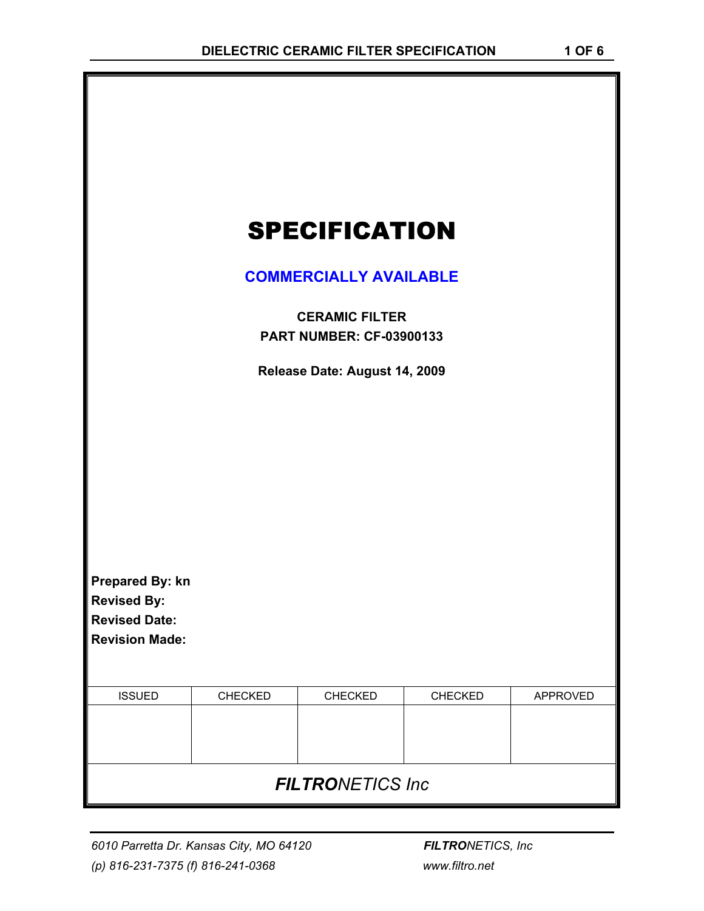# SPECIFICATION

## COMMERCIALLY AVAILABLE

**CERAMIC FILTER**
**PART NUMBER: CF-03900133**

**Release Date: August 14, 2009**

**Prepared By: kn**
**Revised By:**
**Revised Date:**
**Revision Made:**

| ISSUED | CHECKED | CHECKED | CHECKED | APPROVED |
|---|---|---|---|---|
| | | | | |

***FILTRO**NETICS Inc*

*6010 Parretta Dr. Kansas City, MO 64120*
*(p) 816-231-7375 (f) 816-241-0368*

***FILTRO**NETICS, Inc*
*www.filtro.net*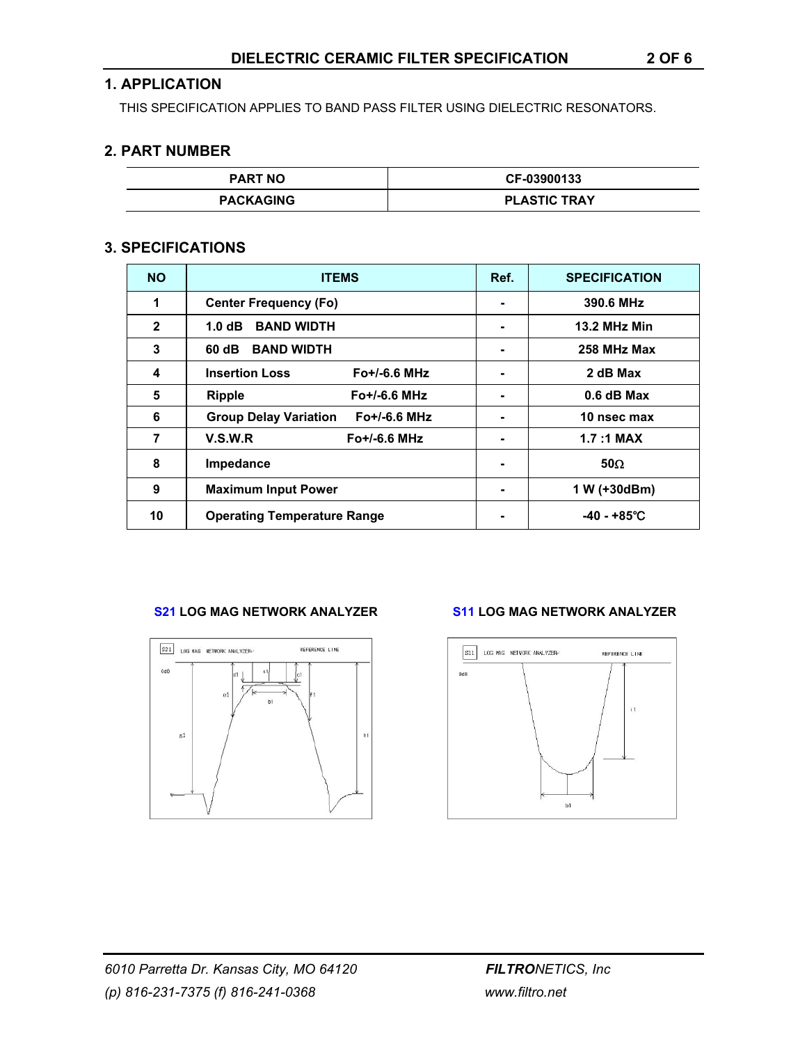## 1. APPLICATION

THIS SPECIFICATION APPLIES TO BAND PASS FILTER USING DIELECTRIC RESONATORS.

## 2. PART NUMBER

| PART NO | CF-03900133 |
|---|---|
| PACKAGING | PLASTIC TRAY |

## 3. SPECIFICATIONS

| NO | ITEMS | Ref. | SPECIFICATION |
|---|---|---|---|
| 1 | Center Frequency (Fo) | - | 390.6 MHz |
| 2 | 1.0 dB BAND WIDTH | - | 13.2 MHz Min |
| 3 | 60 dB BAND WIDTH | - | 258 MHz Max |
| 4 | Insertion Loss Fo+/-6.6 MHz | - | 2 dB Max |
| 5 | Ripple Fo+/-6.6 MHz | - | 0.6 dB Max |
| 6 | Group Delay Variation Fo+/-6.6 MHz | - | 10 nsec max |
| 7 | V.S.W.R Fo+/-6.6 MHz | - | 1.7 :1 MAX |
| 8 | Impedance | - | 50Ω |
| 9 | Maximum Input Power | - | 1 W (+30dBm) |
| 10 | Operating Temperature Range | - | -40 - +85℃ |

**S21 LOG MAG NETWORK ANALYZER**

**S11 LOG MAG NETWORK ANALYZER**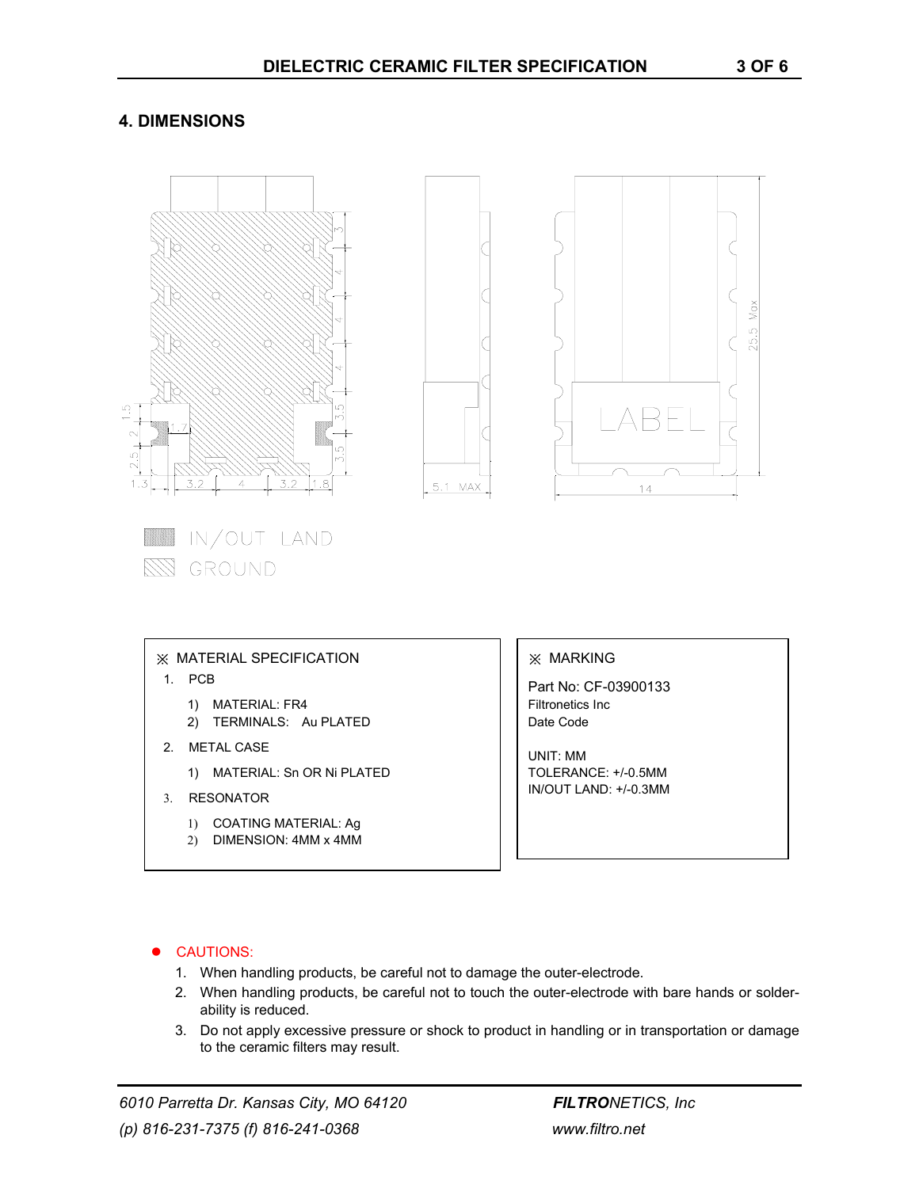## 4. DIMENSIONS

IN/OUT LAND

GROUND

※ MATERIAL SPECIFICATION

1. PCB
   1) MATERIAL: FR4
   2) TERMINALS: Au PLATED
2. METAL CASE
   1) MATERIAL: Sn OR Ni PLATED
3. RESONATOR
   1) COATING MATERIAL: Ag
   2) DIMENSION: 4MM x 4MM

※ MARKING

Part No: CF-03900133
Filtronetics Inc
Date Code

UNIT: MM
TOLERANCE: +/-0.5MM
IN/OUT LAND: +/-0.3MM

- CAUTIONS:
  1. When handling products, be careful not to damage the outer-electrode.
  2. When handling products, be careful not to touch the outer-electrode with bare hands or solder-ability is reduced.
  3. Do not apply excessive pressure or shock to product in handling or in transportation or damage to the ceramic filters may result.

*6010 Parretta Dr. Kansas City, MO 64120*
*(p) 816-231-7375 (f) 816-241-0368*

***FILTRO**NETICS, Inc*
*www.filtro.net*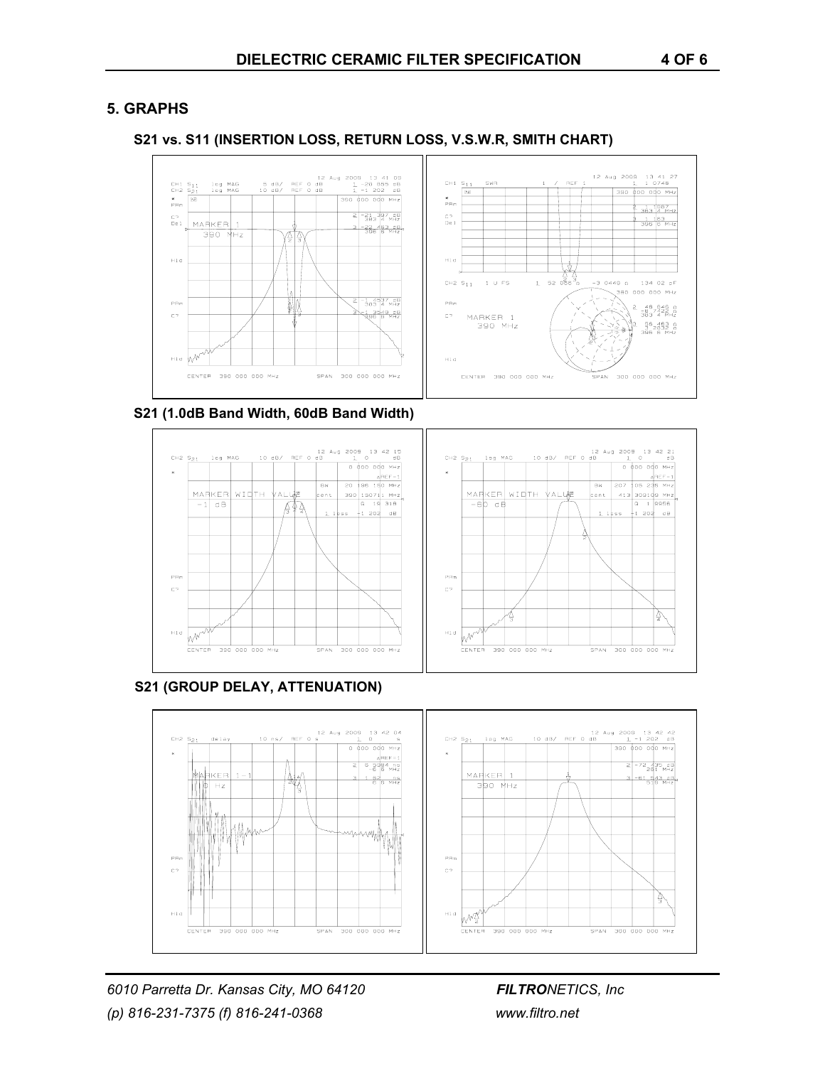## 5. GRAPHS

### S21 vs. S11 (INSERTION LOSS, RETURN LOSS, V.S.W.R, SMITH CHART)

### S21 (1.0dB Band Width, 60dB Band Width)

### S21 (GROUP DELAY, ATTENUATION)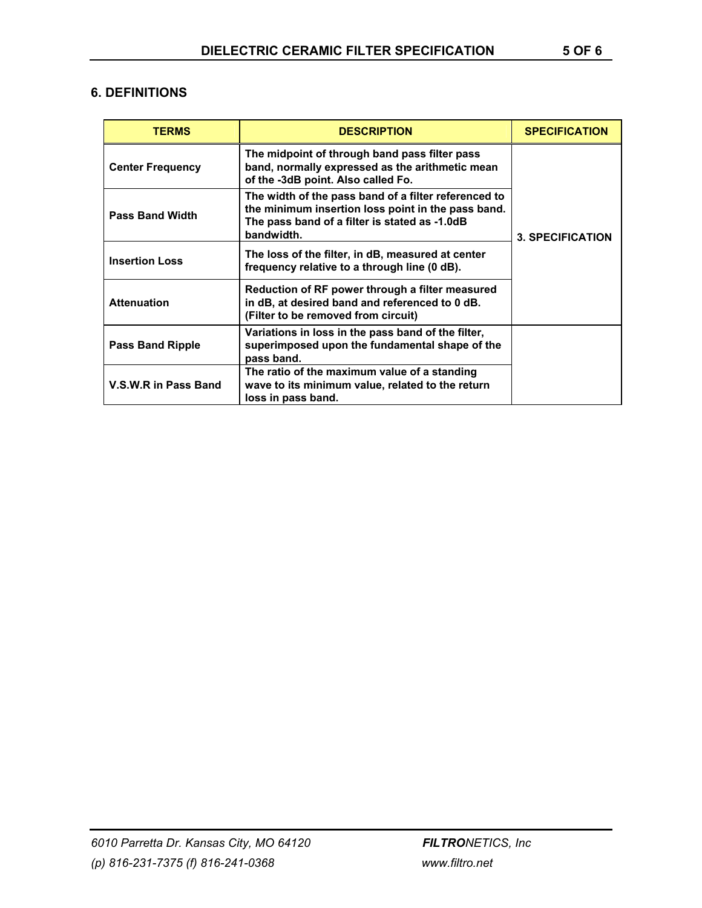## 6. DEFINITIONS

| TERMS | DESCRIPTION | SPECIFICATION |
|---|---|---|
| Center Frequency | The midpoint of through band pass filter pass band, normally expressed as the arithmetic mean of the -3dB point. Also called Fo. | 3. SPECIFICATION |
| Pass Band Width | The width of the pass band of a filter referenced to the minimum insertion loss point in the pass band. The pass band of a filter is stated as -1.0dB bandwidth. | |
| Insertion Loss | The loss of the filter, in dB, measured at center frequency relative to a through line (0 dB). | |
| Attenuation | Reduction of RF power through a filter measured in dB, at desired band and referenced to 0 dB. (Filter to be removed from circuit) | |
| Pass Band Ripple | Variations in loss in the pass band of the filter, superimposed upon the fundamental shape of the pass band. | |
| V.S.W.R in Pass Band | The ratio of the maximum value of a standing wave to its minimum value, related to the return loss in pass band. | |

*6010 Parretta Dr. Kansas City, MO 64120*
*(p) 816-231-7375 (f) 816-241-0368*

***FILTRO**NETICS, Inc*
*www.filtro.net*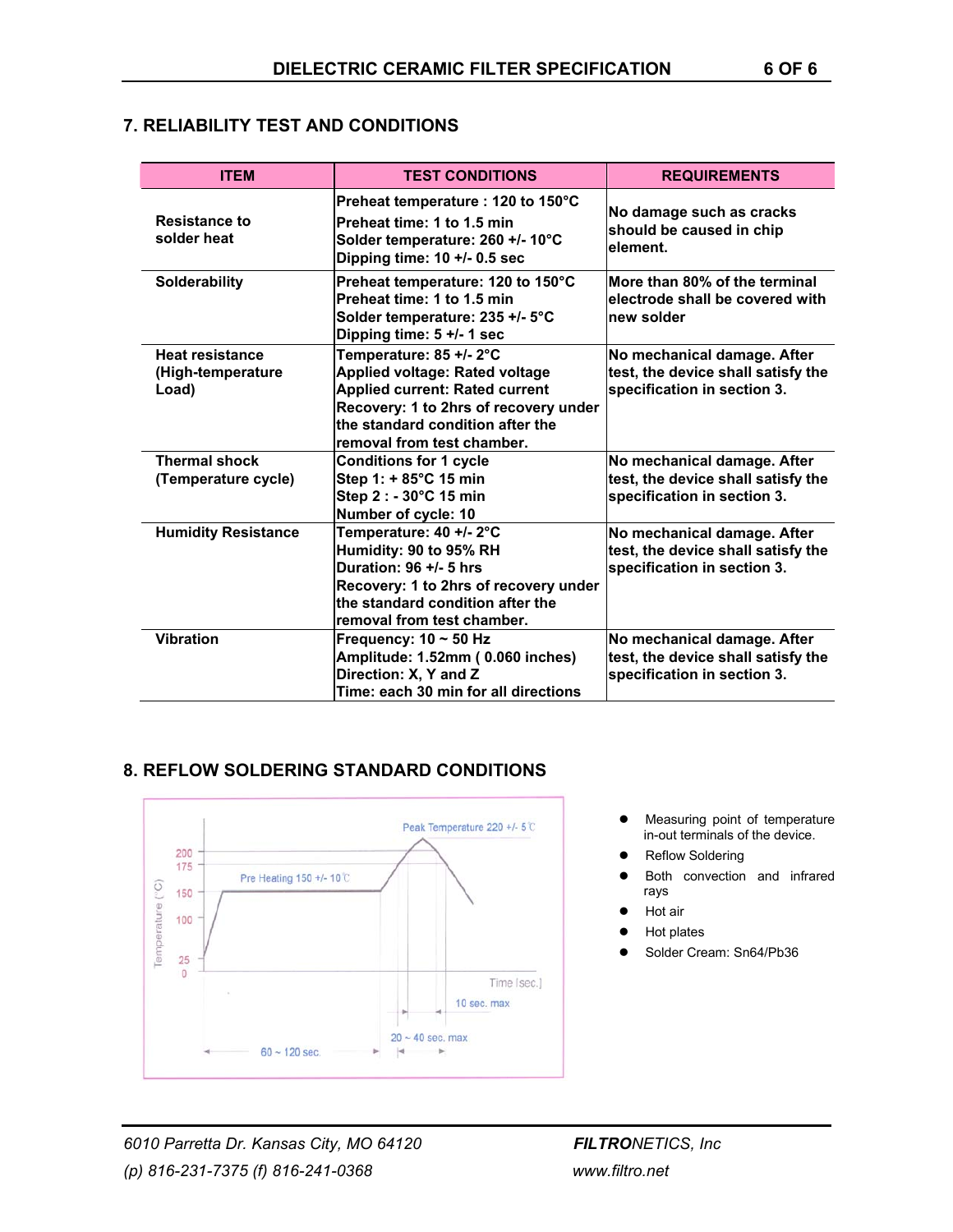## 7. RELIABILITY TEST AND CONDITIONS

| ITEM | TEST CONDITIONS | REQUIREMENTS |
|---|---|---|
| Resistance to solder heat | Preheat temperature : 120 to 150°C<br>Preheat time: 1 to 1.5 min<br>Solder temperature: 260 +/- 10°C<br>Dipping time: 10 +/- 0.5 sec | No damage such as cracks should be caused in chip element. |
| Solderability | Preheat temperature: 120 to 150°C<br>Preheat time: 1 to 1.5 min<br>Solder temperature: 235 +/- 5°C<br>Dipping time: 5 +/- 1 sec | More than 80% of the terminal electrode shall be covered with new solder |
| Heat resistance (High-temperature Load) | Temperature: 85 +/- 2°C<br>Applied voltage: Rated voltage<br>Applied current: Rated current<br>Recovery: 1 to 2hrs of recovery under the standard condition after the removal from test chamber. | No mechanical damage. After test, the device shall satisfy the specification in section 3. |
| Thermal shock (Temperature cycle) | Conditions for 1 cycle<br>Step 1: + 85°C 15 min<br>Step 2 : - 30°C 15 min<br>Number of cycle: 10 | No mechanical damage. After test, the device shall satisfy the specification in section 3. |
| Humidity Resistance | Temperature: 40 +/- 2°C<br>Humidity: 90 to 95% RH<br>Duration: 96 +/- 5 hrs<br>Recovery: 1 to 2hrs of recovery under the standard condition after the removal from test chamber. | No mechanical damage. After test, the device shall satisfy the specification in section 3. |
| Vibration | Frequency: 10 ~ 50 Hz<br>Amplitude: 1.52mm ( 0.060 inches)<br>Direction: X, Y and Z<br>Time: each 30 min for all directions | No mechanical damage. After test, the device shall satisfy the specification in section 3. |

## 8. REFLOW SOLDERING STANDARD CONDITIONS

Peak Temperature 220 +/- 5℃
Pre Heating 150 +/- 10℃
Temperature (°C)
200
175
150
100
25
0
Time [sec.]
10 sec. max
20 ~ 40 sec. max
60 ~ 120 sec.

- Measuring point of temperature in-out terminals of the device.
- Reflow Soldering
- Both convection and infrared rays
- Hot air
- Hot plates
- Solder Cream: Sn64/Pb36

*6010 Parretta Dr. Kansas City, MO 64120*
*(p) 816-231-7375 (f) 816-241-0368*
***FILTRO**NETICS, Inc*
*www.filtro.net*